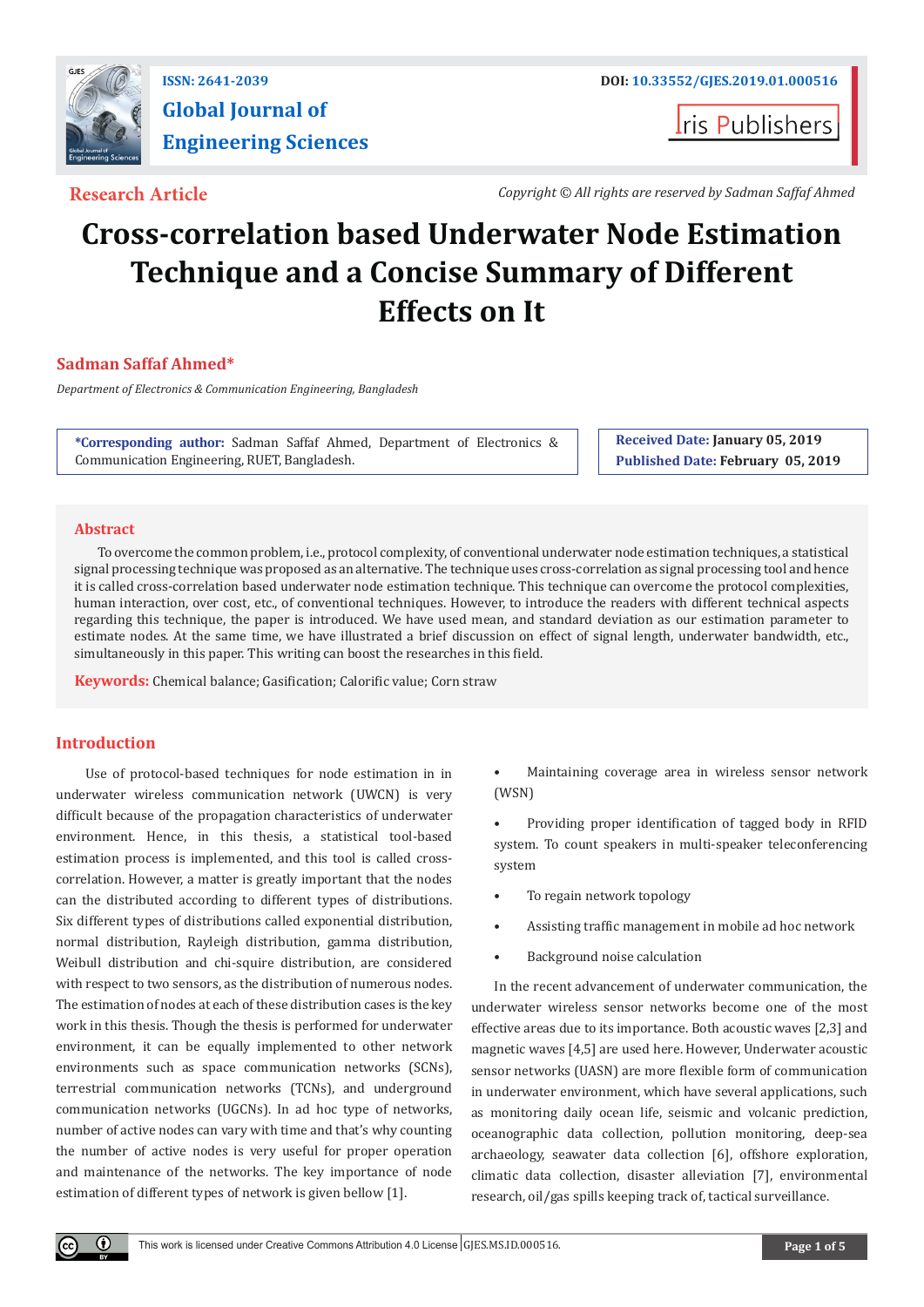ISSN: 2641-2039

# Global Journal of Engineering Sciences

DOI: 10.33552/GJES.2019.01.000516

Iris Publishers

**Research Article**

*Copyright © All rights are reserved by Sadman Saffaf Ahmed*

# Cross-correlation based Underwater Node Estimation Technique and a Concise Summary of Different Effects on It

**Sadman Saffaf Ahmed***

*Department of Electronics & Communication Engineering, Bangladesh*

**\*Corresponding author:** Sadman Saffaf Ahmed, Department of Electronics & Communication Engineering, RUET, Bangladesh.

**Received Date:** January 05, 2019

**Published Date:** February 05, 2019

## Abstract

To overcome the common problem, i.e., protocol complexity, of conventional underwater node estimation techniques, a statistical signal processing technique was proposed as an alternative. The technique uses cross-correlation as signal processing tool and hence it is called cross-correlation based underwater node estimation technique. This technique can overcome the protocol complexities, human interaction, over cost, etc., of conventional techniques. However, to introduce the readers with different technical aspects regarding this technique, the paper is introduced. We have used mean, and standard deviation as our estimation parameter to estimate nodes. At the same time, we have illustrated a brief discussion on effect of signal length, underwater bandwidth, etc., simultaneously in this paper. This writing can boost the researches in this field.

**Keywords:** Chemical balance; Gasification; Calorific value; Corn straw

## Introduction

Use of protocol-based techniques for node estimation in in underwater wireless communication network (UWCN) is very difficult because of the propagation characteristics of underwater environment. Hence, in this thesis, a statistical tool-based estimation process is implemented, and this tool is called cross-correlation. However, a matter is greatly important that the nodes can the distributed according to different types of distributions. Six different types of distributions called exponential distribution, normal distribution, Rayleigh distribution, gamma distribution, Weibull distribution and chi-squire distribution, are considered with respect to two sensors, as the distribution of numerous nodes. The estimation of nodes at each of these distribution cases is the key work in this thesis. Though the thesis is performed for underwater environment, it can be equally implemented to other network environments such as space communication networks (SCNs), terrestrial communication networks (TCNs), and underground communication networks (UGCNs). In ad hoc type of networks, number of active nodes can vary with time and that's why counting the number of active nodes is very useful for proper operation and maintenance of the networks. The key importance of node estimation of different types of network is given bellow [1].

- Maintaining coverage area in wireless sensor network (WSN)
- Providing proper identification of tagged body in RFID system. To count speakers in multi-speaker teleconferencing system
- To regain network topology
- Assisting traffic management in mobile ad hoc network
- Background noise calculation

In the recent advancement of underwater communication, the underwater wireless sensor networks become one of the most effective areas due to its importance. Both acoustic waves [2,3] and magnetic waves [4,5] are used here. However, Underwater acoustic sensor networks (UASN) are more flexible form of communication in underwater environment, which have several applications, such as monitoring daily ocean life, seismic and volcanic prediction, oceanographic data collection, pollution monitoring, deep-sea archaeology, seawater data collection [6], offshore exploration, climatic data collection, disaster alleviation [7], environmental research, oil/gas spills keeping track of, tactical surveillance.

This work is licensed under Creative Commons Attribution 4.0 License GJES.MS.ID.000516.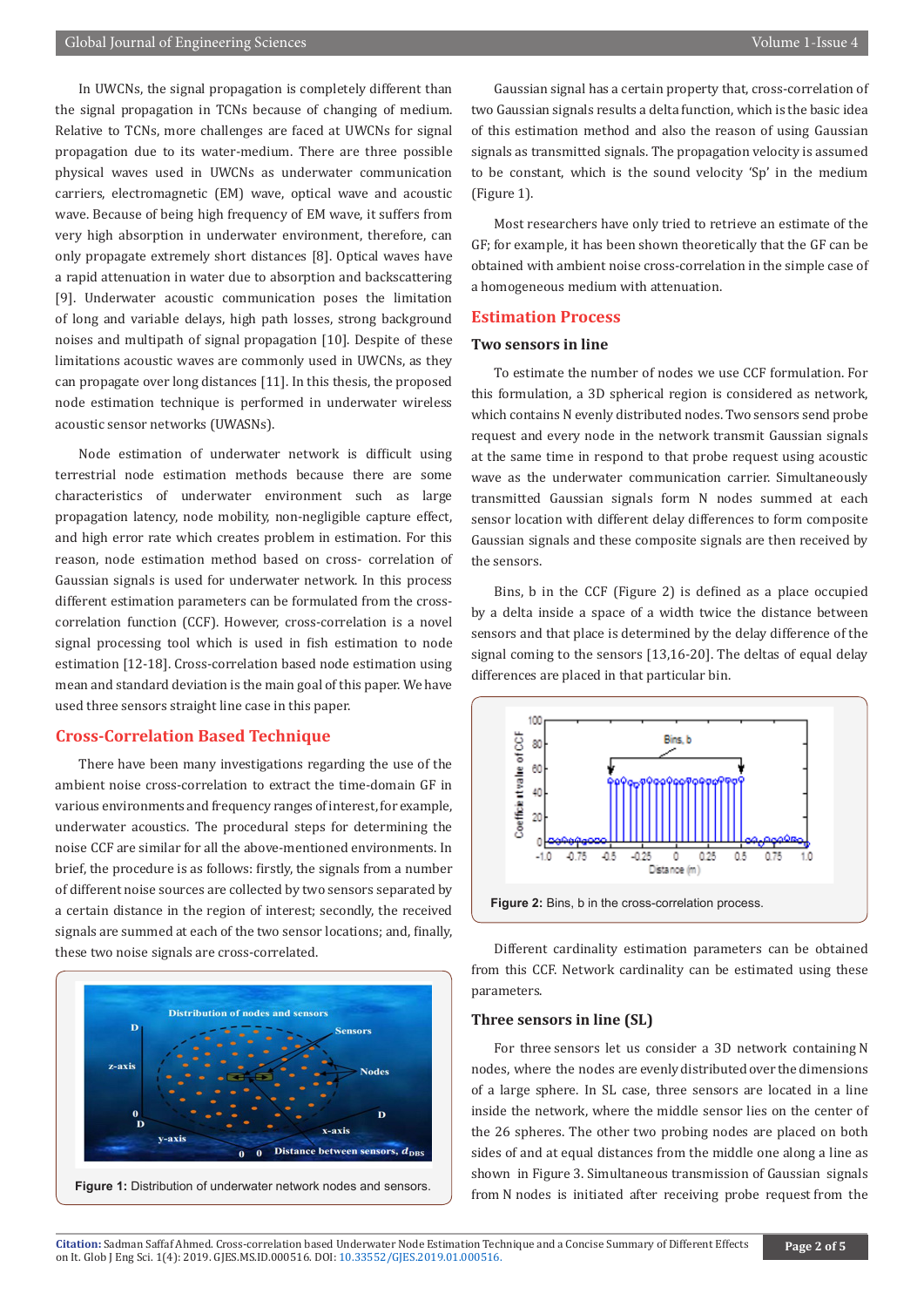In UWCNs, the signal propagation is completely different than the signal propagation in TCNs because of changing of medium. Relative to TCNs, more challenges are faced at UWCNs for signal propagation due to its water-medium. There are three possible physical waves used in UWCNs as underwater communication carriers, electromagnetic (EM) wave, optical wave and acoustic wave. Because of being high frequency of EM wave, it suffers from very high absorption in underwater environment, therefore, can only propagate extremely short distances [8]. Optical waves have a rapid attenuation in water due to absorption and backscattering [9]. Underwater acoustic communication poses the limitation of long and variable delays, high path losses, strong background noises and multipath of signal propagation [10]. Despite of these limitations acoustic waves are commonly used in UWCNs, as they can propagate over long distances [11]. In this thesis, the proposed node estimation technique is performed in underwater wireless acoustic sensor networks (UWASNs).

Node estimation of underwater network is difficult using terrestrial node estimation methods because there are some characteristics of underwater environment such as large propagation latency, node mobility, non-negligible capture effect, and high error rate which creates problem in estimation. For this reason, node estimation method based on cross- correlation of Gaussian signals is used for underwater network. In this process different estimation parameters can be formulated from the cross-correlation function (CCF). However, cross-correlation is a novel signal processing tool which is used in fish estimation to node estimation [12-18]. Cross-correlation based node estimation using mean and standard deviation is the main goal of this paper. We have used three sensors straight line case in this paper.

## Cross-Correlation Based Technique

There have been many investigations regarding the use of the ambient noise cross-correlation to extract the time-domain GF in various environments and frequency ranges of interest, for example, underwater acoustics. The procedural steps for determining the noise CCF are similar for all the above-mentioned environments. In brief, the procedure is as follows: firstly, the signals from a number of different noise sources are collected by two sensors separated by a certain distance in the region of interest; secondly, the received signals are summed at each of the two sensor locations; and, finally, these two noise signals are cross-correlated.

Distribution of nodes and sensors
Sensors
Nodes
D
z-axis
0
D
y-axis
D
x-axis
0 0 Distance between sensors, $d_{DBS}$

**Figure 1:** Distribution of underwater network nodes and sensors.

Gaussian signal has a certain property that, cross-correlation of two Gaussian signals results a delta function, which is the basic idea of this estimation method and also the reason of using Gaussian signals as transmitted signals. The propagation velocity is assumed to be constant, which is the sound velocity 'Sp' in the medium (Figure 1).

Most researchers have only tried to retrieve an estimate of the GF; for example, it has been shown theoretically that the GF can be obtained with ambient noise cross-correlation in the simple case of a homogeneous medium with attenuation.

## Estimation Process

### Two sensors in line

To estimate the number of nodes we use CCF formulation. For this formulation, a 3D spherical region is considered as network, which contains N evenly distributed nodes. Two sensors send probe request and every node in the network transmit Gaussian signals at the same time in respond to that probe request using acoustic wave as the underwater communication carrier. Simultaneously transmitted Gaussian signals form N nodes summed at each sensor location with different delay differences to form composite Gaussian signals and these composite signals are then received by the sensors.

Bins, b in the CCF (Figure 2) is defined as a place occupied by a delta inside a space of a width twice the distance between sensors and that place is determined by the delay difference of the signal coming to the sensors [13,16-20]. The deltas of equal delay differences are placed in that particular bin.

Bins, b
Coefficient value of CCF
100
80
60
40
20
0
-1.0 -0.75 -0.5 -0.25 0 0.25 0.5 0.75 1.0
Distance (m)

**Figure 2:** Bins, b in the cross-correlation process.

Different cardinality estimation parameters can be obtained from this CCF. Network cardinality can be estimated using these parameters.

### Three sensors in line (SL)

For three sensors let us consider a 3D network containing N nodes, where the nodes are evenly distributed over the dimensions of a large sphere. In SL case, three sensors are located in a line inside the network, where the middle sensor lies on the center of the 26 spheres. The other two probing nodes are placed on both sides of and at equal distances from the middle one along a line as shown in Figure 3. Simultaneous transmission of Gaussian signals from N nodes is initiated after receiving probe request from the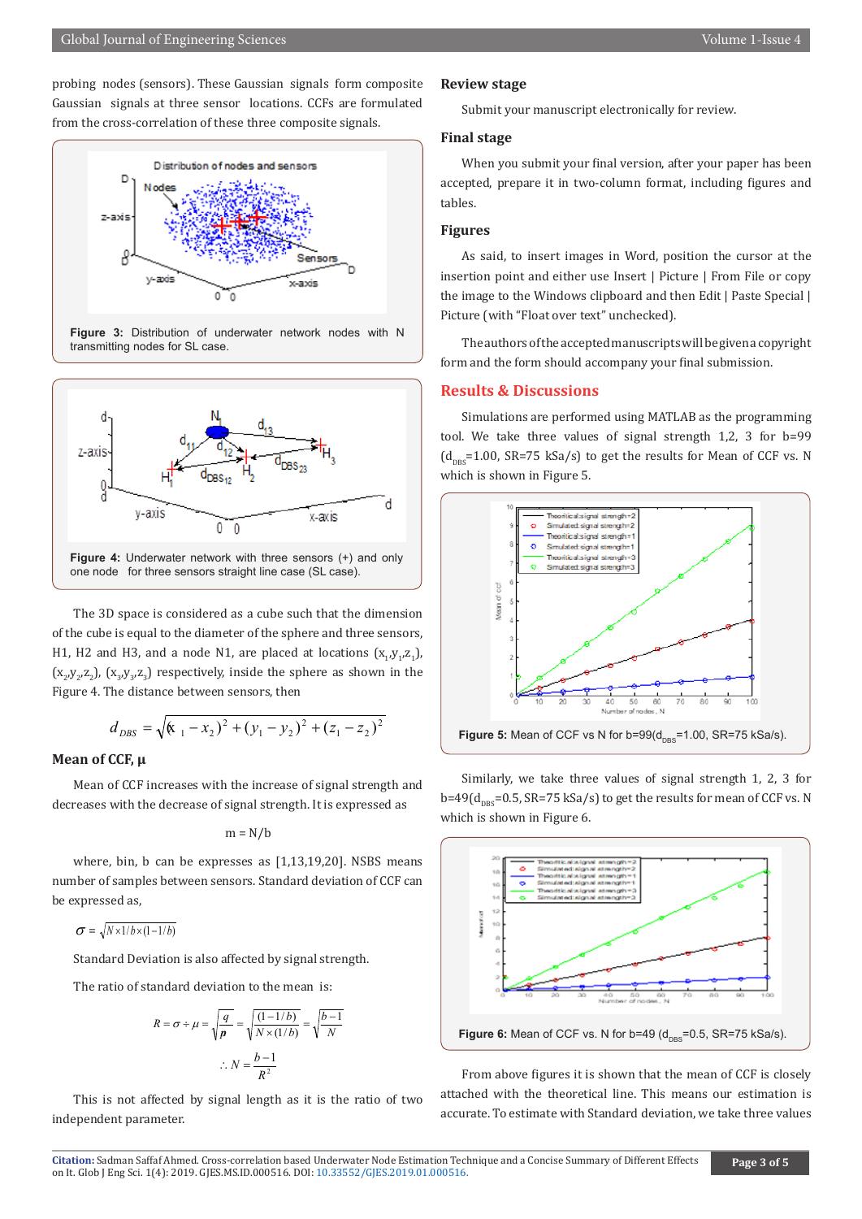probing nodes (sensors). These Gaussian signals form composite Gaussian signals at three sensor locations. CCFs are formulated from the cross-correlation of these three composite signals.

Distribution of nodes and sensors

Nodes

Sensors

z-axis

y-axis

x-axis

D

0

0 0

D

D

**Figure 3:** Distribution of underwater network nodes with N transmitting nodes for SL case.

$N_1$

$d_{11}$ $d_{12}$ $d_{13}$

$H_1$ $H_2$ $H_3$

$d_{DBS_{12}}$ $d_{DBS_{23}}$

z-axis

y-axis

x-axis

d

0

0 0

d

d

**Figure 4:** Underwater network with three sensors (+) and only one node for three sensors straight line case (SL case).

The 3D space is considered as a cube such that the dimension of the cube is equal to the diameter of the sphere and three sensors, H1, H2 and H3, and a node N1, are placed at locations ($x_1$,$y_1$,$z_1$), ($x_2$,$y_2$,$z_2$), ($x_3$,$y_3$,$z_3$) respectively, inside the sphere as shown in the Figure 4. The distance between sensors, then

$$d_{DBS} = \sqrt{(x_1 - x_2)^2 + (y_1 - y_2)^2 + (z_1 - z_2)^2}$$

### Mean of CCF, µ

Mean of CCF increases with the increase of signal strength and decreases with the decrease of signal strength. It is expressed as

$$m = N/b$$

where, bin, b can be expresses as [1,13,19,20]. NSBS means number of samples between sensors. Standard deviation of CCF can be expressed as,

$$\sigma = \sqrt{N \times 1/b \times (1-1/b)}$$

Standard Deviation is also affected by signal strength.

The ratio of standard deviation to the mean is:

$$R = \sigma \div \mu = \sqrt{\frac{q}{p}} = \sqrt{\frac{(1-1/b)}{N \times (1/b)}} = \sqrt{\frac{b-1}{N}}$$

$$\therefore N = \frac{b-1}{R^2}$$

This is not affected by signal length as it is the ratio of two independent parameter.

### Review stage

Submit your manuscript electronically for review.

### Final stage

When you submit your final version, after your paper has been accepted, prepare it in two-column format, including figures and tables.

### Figures

As said, to insert images in Word, position the cursor at the insertion point and either use Insert | Picture | From File or copy the image to the Windows clipboard and then Edit | Paste Special | Picture (with "Float over text" unchecked).

The authors of the accepted manuscripts will be given a copyright form and the form should accompany your final submission.

## Results & Discussions

Simulations are performed using MATLAB as the programming tool. We take three values of signal strength 1,2, 3 for b=99 ($d_{DBS}$=1.00, SR=75 kSa/s) to get the results for Mean of CCF vs. N which is shown in Figure 5.

Theoretical signal strength=2
Simulated signal strength=2
Theoretical signal strength=1
Simulated signal strength=1
Theoretical signal strength=3
Simulated signal strength=3

Mean of ccf

Number of nodes, N

0 10 20 30 40 50 60 70 80 90 100

0 1 2 3 4 5 6 7 8 9 10

**Figure 5:** Mean of CCF vs N for b=99($d_{DBS}$=1.00, SR=75 kSa/s).

Similarly, we take three values of signal strength 1, 2, 3 for b=49($d_{DBS}$=0.5, SR=75 kSa/s) to get the results for mean of CCF vs. N which is shown in Figure 6.

Theoretical signal strength=2
Simulated signal strength=2
Theoretical signal strength=1
Simulated signal strength=1
Theoretical signal strength=3
Simulated signal strength=3

Mean of ccf

Number of nodes, N

0 10 20 30 40 50 60 70 80 90 100

0 2 4 6 8 10 12 14 16 18 20

**Figure 6:** Mean of CCF vs. N for b=49 ($d_{DBS}$=0.5, SR=75 kSa/s).

From above figures it is shown that the mean of CCF is closely attached with the theoretical line. This means our estimation is accurate. To estimate with Standard deviation, we take three values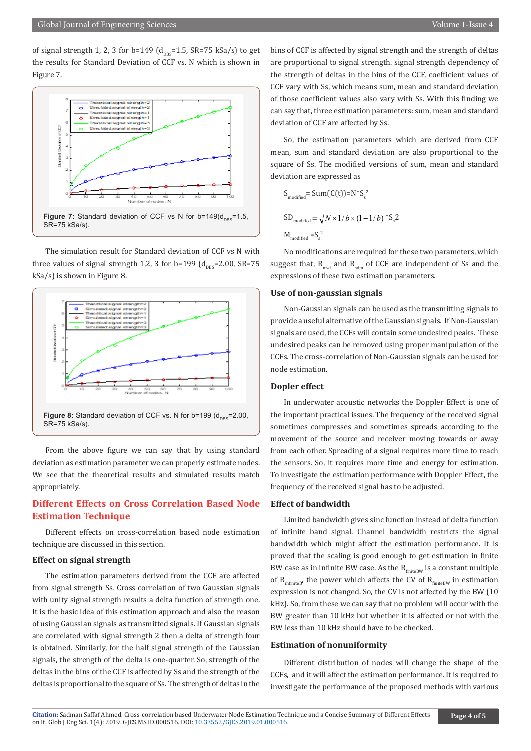of signal strength 1, 2, 3 for b=149 ($d_{DBS}$=1.5, SR=75 kSa/s) to get the results for Standard Deviation of CCF vs. N which is shown in Figure 7.

Theoretical signal strength=2
Simulated signal strength=2
Theoretical signal strength=1
Simulated signal strength=1
Theoretical signal strength=3
Simulated signal strength=3
Standard Deviation of CCF
Number of nodes, N
0 10 20 30 40 50 60 70 80 90 100
0 1 2 3 4 5 6 7 8

**Figure 7:** Standard deviation of CCF vs N for b=149($d_{DBS}$=1.5, SR=75 kSa/s).

The simulation result for Standard deviation of CCF vs N with three values of signal strength 1,2, 3 for b=199 ($d_{DBS}$=2.00, SR=75 kSa/s) is shown in Figure 8.

Theoretical signal strength=2
Simulated signal strength=2
Theoretical signal strength=1
Simulated signal strength=1
Theoretical signal strength=3
Simulated signal strength=3
Standard Deviation of CCF
Number of nodes, N
0 10 20 30 40 50 60 70 80 90 100
0 1 2 3 4 5 6 7

**Figure 8:** Standard deviation of CCF vs. N for b=199 ($d_{DBS}$=2.00, SR=75 kSa/s).

From the above figure we can say that by using standard deviation as estimation parameter we can properly estimate nodes. We see that the theoretical results and simulated results match appropriately.

## Different Effects on Cross Correlation Based Node Estimation Technique

Different effects on cross-correlation based node estimation technique are discussed in this section.

### Effect on signal strength

The estimation parameters derived from the CCF are affected from signal strength Ss. Cross correlation of two Gaussian signals with unity signal strength results a delta function of strength one. It is the basic idea of this estimation approach and also the reason of using Gaussian signals as transmitted signals. If Gaussian signals are correlated with signal strength 2 then a delta of strength four is obtained. Similarly, for the half signal strength of the Gaussian signals, the strength of the delta is one-quarter. So, strength of the deltas in the bins of the CCF is affected by Ss and the strength of the deltas is proportional to the square of Ss. The strength of deltas in the bins of CCF is affected by signal strength and the strength of deltas are proportional to signal strength. signal strength dependency of the strength of deltas in the bins of the CCF, coefficient values of CCF vary with Ss, which means sum, mean and standard deviation of those coefficient values also vary with Ss. With this finding we can say that, three estimation parameters: sum, mean and standard deviation of CCF are affected by Ss.

So, the estimation parameters which are derived from CCF mean, sum and standard deviation are also proportional to the square of Ss. The modified versions of sum, mean and standard deviation are expressed as

$$S_{modified} = Sum(C(t)) = N{*}S_s^{\,2}$$

$$SD_{modified} = \sqrt{N \times 1/b \times (1-1/b)}{*}S_s 2$$

$$M_{modified} = S_s^{\,2}$$

No modifications are required for these two parameters, which suggest that, $R_{msd}$ and $R_{sdm}$ of CCF are independent of Ss and the expressions of these two estimation parameters.

### Use of non-gaussian signals

Non-Gaussian signals can be used as the transmitting signals to provide a useful alternative of the Gaussian signals. If Non-Gaussian signals are used, the CCFs will contain some undesired peaks. These undesired peaks can be removed using proper manipulation of the CCFs. The cross-correlation of Non-Gaussian signals can be used for node estimation.

### Dopler effect

In underwater acoustic networks the Doppler Effect is one of the important practical issues. The frequency of the received signal sometimes compresses and sometimes spreads according to the movement of the source and receiver moving towards or away from each other. Spreading of a signal requires more time to reach the sensors. So, it requires more time and energy for estimation. To investigate the estimation performance with Doppler Effect, the frequency of the received signal has to be adjusted.

### Effect of bandwidth

Limited bandwidth gives sinc function instead of delta function of infinite band signal. Channel bandwidth restricts the signal bandwidth which might affect the estimation performance. It is proved that the scaling is good enough to get estimation in finite BW case as in infinite BW case. As the $R_{finiteBW}$ is a constant multiple of $R_{infiniteB}$, the power which affects the CV of $R_{finiteBW}$ in estimation expression is not changed. So, the CV is not affected by the BW (10 kHz). So, from these we can say that no problem will occur with the BW greater than 10 kHz but whether it is affected or not with the BW less than 10 kHz should have to be checked.

### Estimation of nonuniformity

Different distribution of nodes will change the shape of the CCFs, and it will affect the estimation performance. It is required to investigate the performance of the proposed methods with various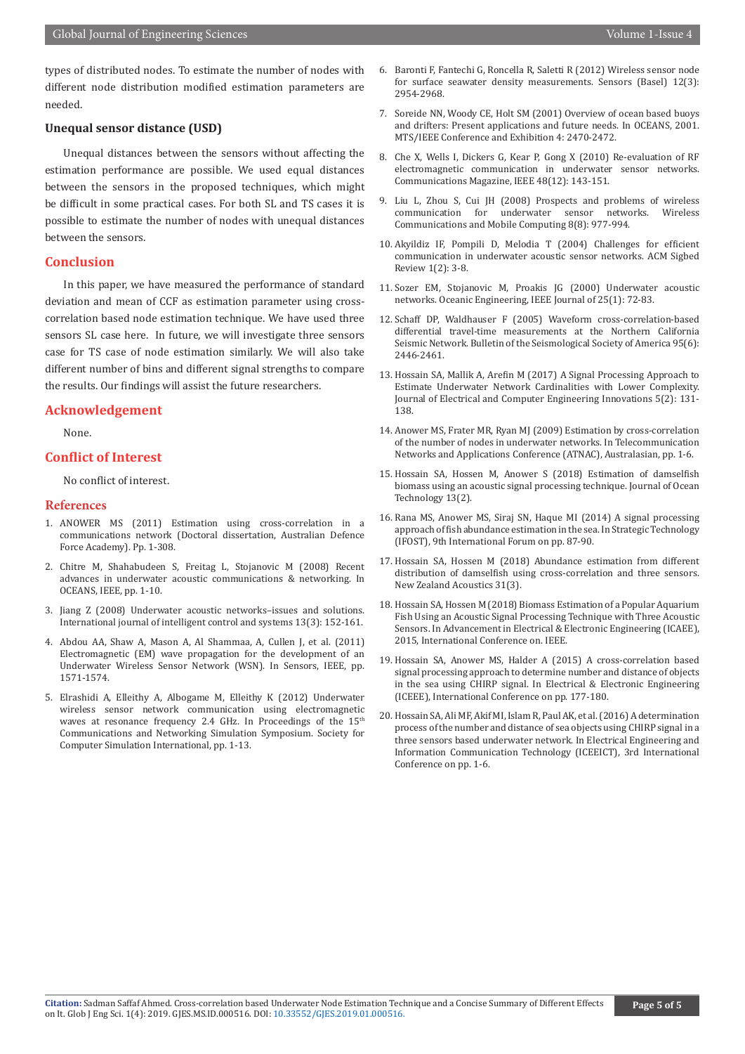types of distributed nodes. To estimate the number of nodes with different node distribution modified estimation parameters are needed.

### Unequal sensor distance (USD)

Unequal distances between the sensors without affecting the estimation performance are possible. We used equal distances between the sensors in the proposed techniques, which might be difficult in some practical cases. For both SL and TS cases it is possible to estimate the number of nodes with unequal distances between the sensors.

## Conclusion

In this paper, we have measured the performance of standard deviation and mean of CCF as estimation parameter using cross-correlation based node estimation technique. We have used three sensors SL case here. In future, we will investigate three sensors case for TS case of node estimation similarly. We will also take different number of bins and different signal strengths to compare the results. Our findings will assist the future researchers.

## Acknowledgement

None.

## Conflict of Interest

No conflict of interest.

## References

1. ANOWER MS (2011) Estimation using cross-correlation in a communications network (Doctoral dissertation, Australian Defence Force Academy). Pp. 1-308.
2. Chitre M, Shahabudeen S, Freitag L, Stojanovic M (2008) Recent advances in underwater acoustic communications & networking. In OCEANS, IEEE, pp. 1-10.
3. Jiang Z (2008) Underwater acoustic networks–issues and solutions. International journal of intelligent control and systems 13(3): 152-161.
4. Abdou AA, Shaw A, Mason A, Al Shammaa, A, Cullen J, et al. (2011) Electromagnetic (EM) wave propagation for the development of an Underwater Wireless Sensor Network (WSN). In Sensors, IEEE, pp. 1571-1574.
5. Elrashidi A, Elleithy A, Albogame M, Elleithy K (2012) Underwater wireless sensor network communication using electromagnetic waves at resonance frequency 2.4 GHz. In Proceedings of the 15th Communications and Networking Simulation Symposium. Society for Computer Simulation International, pp. 1-13.
6. Baronti F, Fantechi G, Roncella R, Saletti R (2012) Wireless sensor node for surface seawater density measurements. Sensors (Basel) 12(3): 2954-2968.
7. Soreide NN, Woody CE, Holt SM (2001) Overview of ocean based buoys and drifters: Present applications and future needs. In OCEANS, 2001. MTS/IEEE Conference and Exhibition 4: 2470-2472.
8. Che X, Wells I, Dickers G, Kear P, Gong X (2010) Re-evaluation of RF electromagnetic communication in underwater sensor networks. Communications Magazine, IEEE 48(12): 143-151.
9. Liu L, Zhou S, Cui JH (2008) Prospects and problems of wireless communication for underwater sensor networks. Wireless Communications and Mobile Computing 8(8): 977-994.
10. Akyildiz IF, Pompili D, Melodia T (2004) Challenges for efficient communication in underwater acoustic sensor networks. ACM Sigbed Review 1(2): 3-8.
11. Sozer EM, Stojanovic M, Proakis JG (2000) Underwater acoustic networks. Oceanic Engineering, IEEE Journal of 25(1): 72-83.
12. Schaff DP, Waldhauser F (2005) Waveform cross-correlation-based differential travel-time measurements at the Northern California Seismic Network. Bulletin of the Seismological Society of America 95(6): 2446-2461.
13. Hossain SA, Mallik A, Arefin M (2017) A Signal Processing Approach to Estimate Underwater Network Cardinalities with Lower Complexity. Journal of Electrical and Computer Engineering Innovations 5(2): 131-138.
14. Anower MS, Frater MR, Ryan MJ (2009) Estimation by cross-correlation of the number of nodes in underwater networks. In Telecommunication Networks and Applications Conference (ATNAC), Australasian, pp. 1-6.
15. Hossain SA, Hossen M, Anower S (2018) Estimation of damselfish biomass using an acoustic signal processing technique. Journal of Ocean Technology 13(2).
16. Rana MS, Anower MS, Siraj SN, Haque MI (2014) A signal processing approach of fish abundance estimation in the sea. In Strategic Technology (IFOST), 9th International Forum on pp. 87-90.
17. Hossain SA, Hossen M (2018) Abundance estimation from different distribution of damselfish using cross-correlation and three sensors. New Zealand Acoustics 31(3).
18. Hossain SA, Hossen M (2018) Biomass Estimation of a Popular Aquarium Fish Using an Acoustic Signal Processing Technique with Three Acoustic Sensors. In Advancement in Electrical & Electronic Engineering (ICAEE), 2015, International Conference on. IEEE.
19. Hossain SA, Anower MS, Halder A (2015) A cross-correlation based signal processing approach to determine number and distance of objects in the sea using CHIRP signal. In Electrical & Electronic Engineering (ICEEE), International Conference on pp. 177-180.
20. Hossain SA, Ali MF, Akif MI, Islam R, Paul AK, et al. (2016) A determination process of the number and distance of sea objects using CHIRP signal in a three sensors based underwater network. In Electrical Engineering and Information Communication Technology (ICEEICT), 3rd International Conference on pp. 1-6.